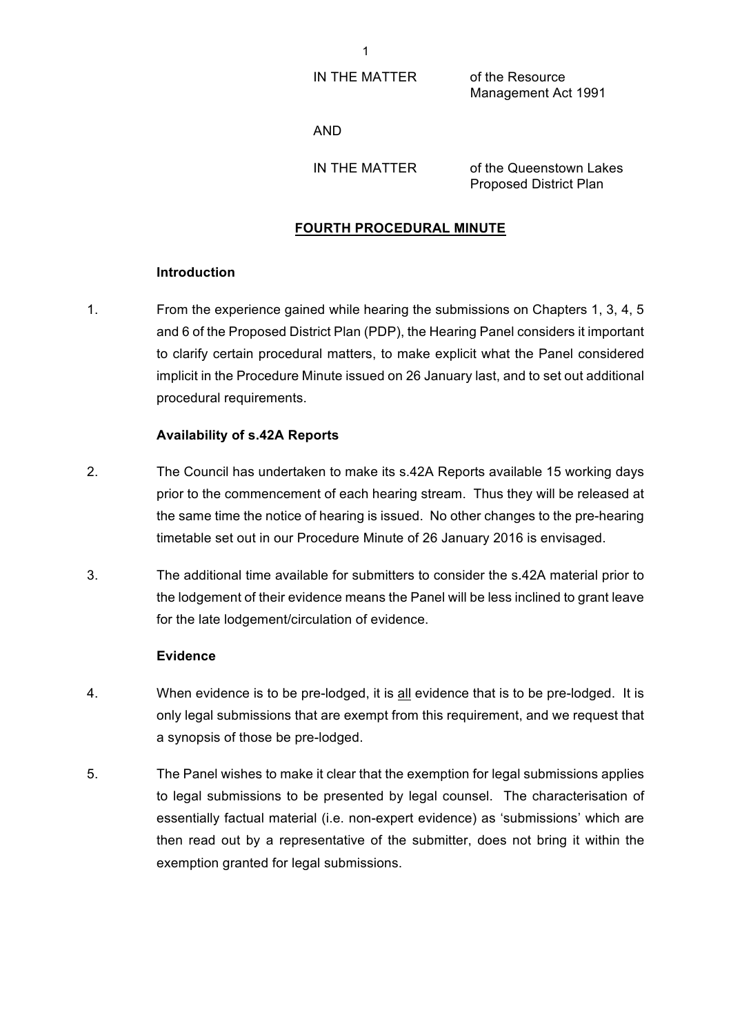IN THE MATTER of the Resource Management Act 1991

AND

IN THE MATTER of the Queenstown Lakes Proposed District Plan

## FOURTH PROCEDURAL MINUTE

### Introduction

1. From the experience gained while hearing the submissions on Chapters 1, 3, 4, 5 and 6 of the Proposed District Plan (PDP), the Hearing Panel considers it important to clarify certain procedural matters, to make explicit what the Panel considered implicit in the Procedure Minute issued on 26 January last, and to set out additional procedural requirements.

### Availability of s.42A Reports

2. The Council has undertaken to make its s.42A Reports available 15 working days prior to the commencement of each hearing stream. Thus they will be released at the same time the notice of hearing is issued. No other changes to the pre-hearing timetable set out in our Procedure Minute of 26 January 2016 is envisaged.

3. The additional time available for submitters to consider the s.42A material prior to the lodgement of their evidence means the Panel will be less inclined to grant leave for the late lodgement/circulation of evidence.

### Evidence

4. When evidence is to be pre-lodged, it is <u>all</u> evidence that is to be pre-lodged. It is only legal submissions that are exempt from this requirement, and we request that a synopsis of those be pre-lodged.

5. The Panel wishes to make it clear that the exemption for legal submissions applies to legal submissions to be presented by legal counsel. The characterisation of essentially factual material (i.e. non-expert evidence) as 'submissions' which are then read out by a representative of the submitter, does not bring it within the exemption granted for legal submissions.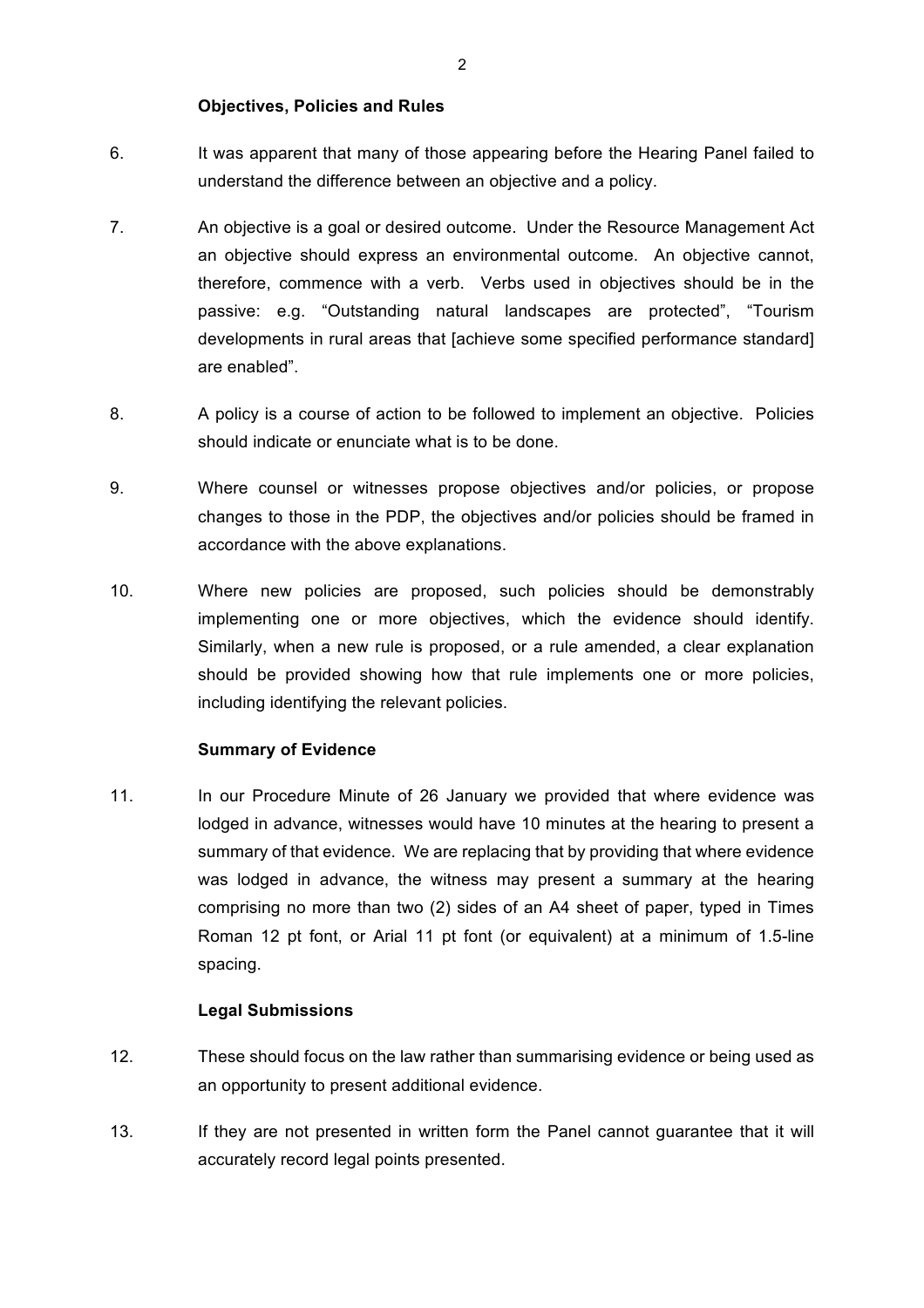### Objectives, Policies and Rules

6. It was apparent that many of those appearing before the Hearing Panel failed to understand the difference between an objective and a policy.

7. An objective is a goal or desired outcome. Under the Resource Management Act an objective should express an environmental outcome. An objective cannot, therefore, commence with a verb. Verbs used in objectives should be in the passive: e.g. "Outstanding natural landscapes are protected", "Tourism developments in rural areas that [achieve some specified performance standard] are enabled".

8. A policy is a course of action to be followed to implement an objective. Policies should indicate or enunciate what is to be done.

9. Where counsel or witnesses propose objectives and/or policies, or propose changes to those in the PDP, the objectives and/or policies should be framed in accordance with the above explanations.

10. Where new policies are proposed, such policies should be demonstrably implementing one or more objectives, which the evidence should identify. Similarly, when a new rule is proposed, or a rule amended, a clear explanation should be provided showing how that rule implements one or more policies, including identifying the relevant policies.

### Summary of Evidence

11. In our Procedure Minute of 26 January we provided that where evidence was lodged in advance, witnesses would have 10 minutes at the hearing to present a summary of that evidence. We are replacing that by providing that where evidence was lodged in advance, the witness may present a summary at the hearing comprising no more than two (2) sides of an A4 sheet of paper, typed in Times Roman 12 pt font, or Arial 11 pt font (or equivalent) at a minimum of 1.5-line spacing.

### Legal Submissions

12. These should focus on the law rather than summarising evidence or being used as an opportunity to present additional evidence.

13. If they are not presented in written form the Panel cannot guarantee that it will accurately record legal points presented.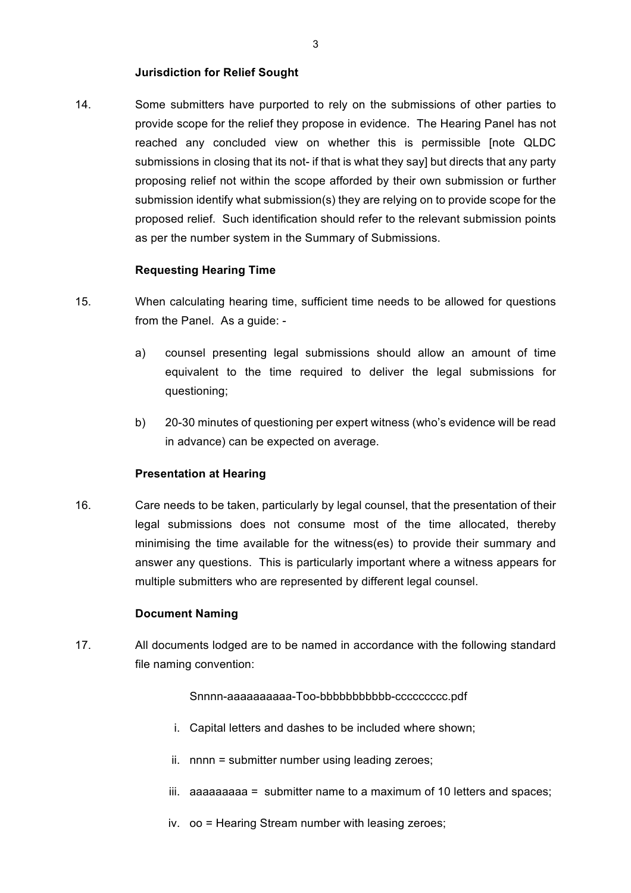### Jurisdiction for Relief Sought

14. Some submitters have purported to rely on the submissions of other parties to provide scope for the relief they propose in evidence. The Hearing Panel has not reached any concluded view on whether this is permissible [note QLDC submissions in closing that its not- if that is what they say] but directs that any party proposing relief not within the scope afforded by their own submission or further submission identify what submission(s) they are relying on to provide scope for the proposed relief. Such identification should refer to the relevant submission points as per the number system in the Summary of Submissions.

### Requesting Hearing Time

15. When calculating hearing time, sufficient time needs to be allowed for questions from the Panel. As a guide: -

    a) counsel presenting legal submissions should allow an amount of time equivalent to the time required to deliver the legal submissions for questioning;

    b) 20-30 minutes of questioning per expert witness (who's evidence will be read in advance) can be expected on average.

### Presentation at Hearing

16. Care needs to be taken, particularly by legal counsel, that the presentation of their legal submissions does not consume most of the time allocated, thereby minimising the time available for the witness(es) to provide their summary and answer any questions. This is particularly important where a witness appears for multiple submitters who are represented by different legal counsel.

### Document Naming

17. All documents lodged are to be named in accordance with the following standard file naming convention:

    Snnnn-aaaaaaaaaa-Too-bbbbbbbbbbb-ccccccccc.pdf

    i. Capital letters and dashes to be included where shown;

    ii. nnnn = submitter number using leading zeroes;

    iii. aaaaaaaaa = submitter name to a maximum of 10 letters and spaces;

    iv. oo = Hearing Stream number with leasing zeroes;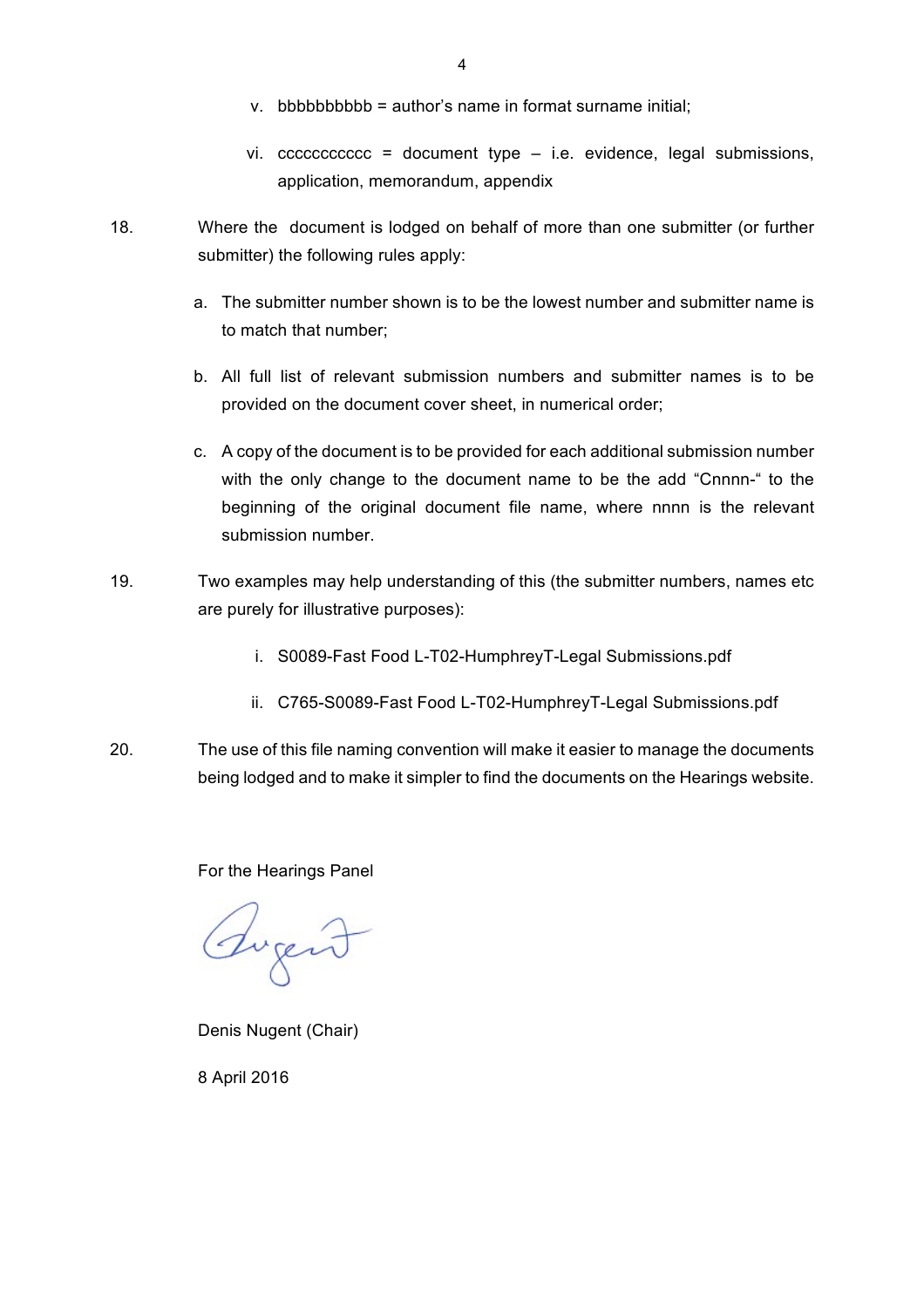v. bbbbbbbbbb = author's name in format surname initial;

vi. ccccccccccc = document type – i.e. evidence, legal submissions, application, memorandum, appendix

18. Where the document is lodged on behalf of more than one submitter (or further submitter) the following rules apply:

    a. The submitter number shown is to be the lowest number and submitter name is to match that number;

    b. All full list of relevant submission numbers and submitter names is to be provided on the document cover sheet, in numerical order;

    c. A copy of the document is to be provided for each additional submission number with the only change to the document name to be the add "Cnnnn-" to the beginning of the original document file name, where nnnn is the relevant submission number.

19. Two examples may help understanding of this (the submitter numbers, names etc are purely for illustrative purposes):

    i. S0089-Fast Food L-T02-HumphreyT-Legal Submissions.pdf

    ii. C765-S0089-Fast Food L-T02-HumphreyT-Legal Submissions.pdf

20. The use of this file naming convention will make it easier to manage the documents being lodged and to make it simpler to find the documents on the Hearings website.

For the Hearings Panel

Denis Nugent (Chair)

8 April 2016